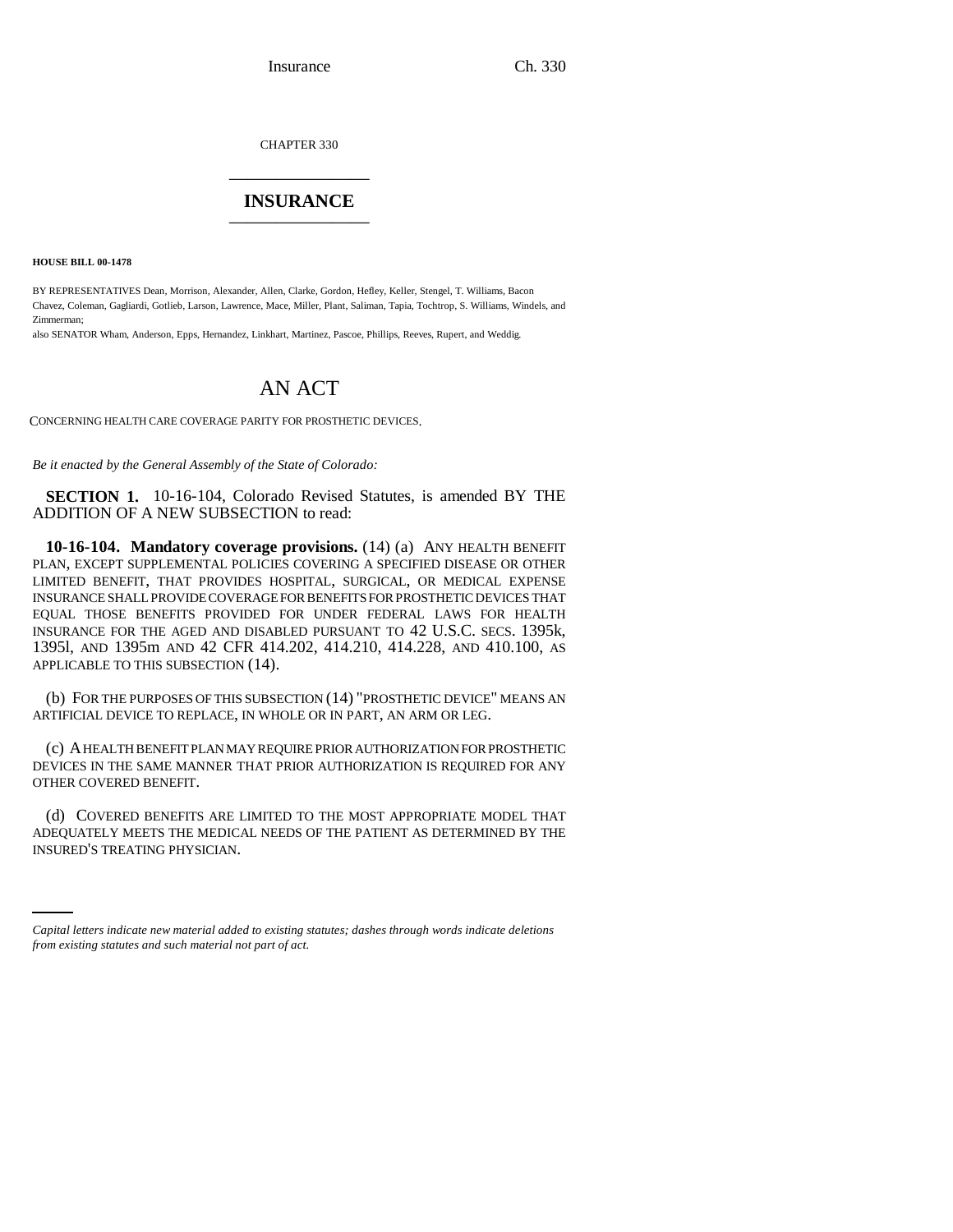CHAPTER 330

# INSURANCE

**HOUSE BILL 00-1478**

BY REPRESENTATIVES Dean, Morrison, Alexander, Allen, Clarke, Gordon, Hefley, Keller, Stengel, T. Williams, Bacon Chavez, Coleman, Gagliardi, Gotlieb, Larson, Lawrence, Mace, Miller, Plant, Saliman, Tapia, Tochtrop, S. Williams, Windels, and Zimmerman;
also SENATOR Wham, Anderson, Epps, Hernandez, Linkhart, Martinez, Pascoe, Phillips, Reeves, Rupert, and Weddig.

# AN ACT

CONCERNING HEALTH CARE COVERAGE PARITY FOR PROSTHETIC DEVICES.

*Be it enacted by the General Assembly of the State of Colorado:*

**SECTION 1.** 10-16-104, Colorado Revised Statutes, is amended BY THE ADDITION OF A NEW SUBSECTION to read:

**10-16-104. Mandatory coverage provisions.** (14) (a) ANY HEALTH BENEFIT PLAN, EXCEPT SUPPLEMENTAL POLICIES COVERING A SPECIFIED DISEASE OR OTHER LIMITED BENEFIT, THAT PROVIDES HOSPITAL, SURGICAL, OR MEDICAL EXPENSE INSURANCE SHALL PROVIDE COVERAGE FOR BENEFITS FOR PROSTHETIC DEVICES THAT EQUAL THOSE BENEFITS PROVIDED FOR UNDER FEDERAL LAWS FOR HEALTH INSURANCE FOR THE AGED AND DISABLED PURSUANT TO 42 U.S.C. SECS. 1395k, 1395l, AND 1395m AND 42 CFR 414.202, 414.210, 414.228, AND 410.100, AS APPLICABLE TO THIS SUBSECTION (14).

(b) FOR THE PURPOSES OF THIS SUBSECTION (14) "PROSTHETIC DEVICE" MEANS AN ARTIFICIAL DEVICE TO REPLACE, IN WHOLE OR IN PART, AN ARM OR LEG.

(c) A HEALTH BENEFIT PLAN MAY REQUIRE PRIOR AUTHORIZATION FOR PROSTHETIC DEVICES IN THE SAME MANNER THAT PRIOR AUTHORIZATION IS REQUIRED FOR ANY OTHER COVERED BENEFIT.

(d) COVERED BENEFITS ARE LIMITED TO THE MOST APPROPRIATE MODEL THAT ADEQUATELY MEETS THE MEDICAL NEEDS OF THE PATIENT AS DETERMINED BY THE INSURED'S TREATING PHYSICIAN.

*Capital letters indicate new material added to existing statutes; dashes through words indicate deletions from existing statutes and such material not part of act.*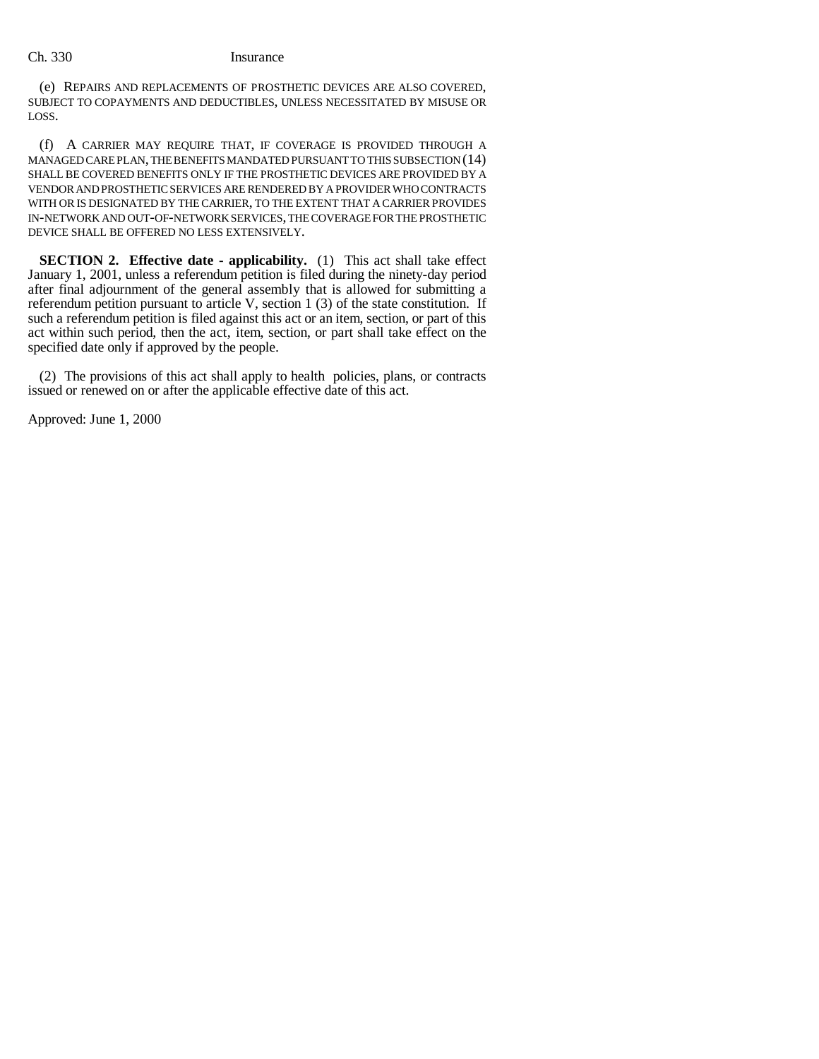(e) REPAIRS AND REPLACEMENTS OF PROSTHETIC DEVICES ARE ALSO COVERED, SUBJECT TO COPAYMENTS AND DEDUCTIBLES, UNLESS NECESSITATED BY MISUSE OR LOSS.

(f) A CARRIER MAY REQUIRE THAT, IF COVERAGE IS PROVIDED THROUGH A MANAGED CARE PLAN, THE BENEFITS MANDATED PURSUANT TO THIS SUBSECTION (14) SHALL BE COVERED BENEFITS ONLY IF THE PROSTHETIC DEVICES ARE PROVIDED BY A VENDOR AND PROSTHETIC SERVICES ARE RENDERED BY A PROVIDER WHO CONTRACTS WITH OR IS DESIGNATED BY THE CARRIER, TO THE EXTENT THAT A CARRIER PROVIDES IN-NETWORK AND OUT-OF-NETWORK SERVICES, THE COVERAGE FOR THE PROSTHETIC DEVICE SHALL BE OFFERED NO LESS EXTENSIVELY.

**SECTION 2. Effective date - applicability.** (1) This act shall take effect January 1, 2001, unless a referendum petition is filed during the ninety-day period after final adjournment of the general assembly that is allowed for submitting a referendum petition pursuant to article V, section 1 (3) of the state constitution. If such a referendum petition is filed against this act or an item, section, or part of this act within such period, then the act, item, section, or part shall take effect on the specified date only if approved by the people.

(2) The provisions of this act shall apply to health policies, plans, or contracts issued or renewed on or after the applicable effective date of this act.

Approved: June 1, 2000